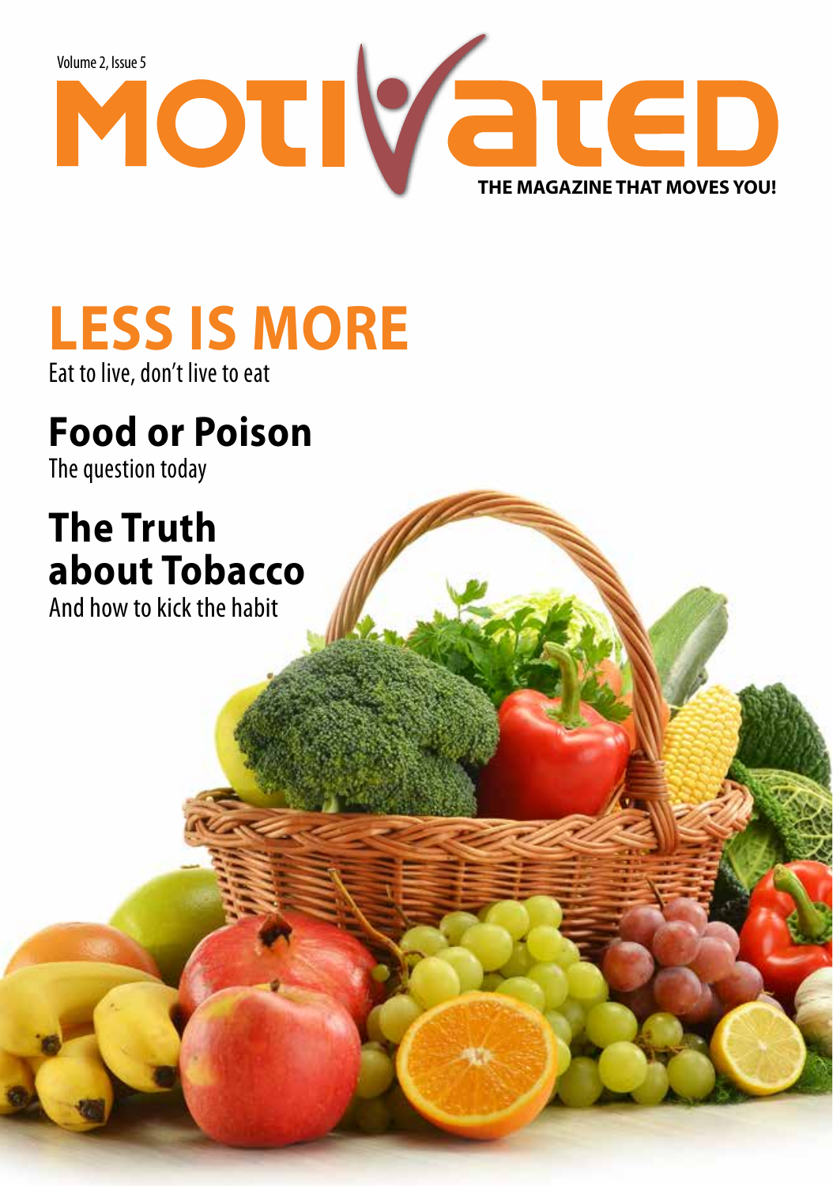Volume 2, Issue 5

# MOTIVATED

**THE MAGAZINE THAT MOVES YOU!**

## LESS IS MORE

Eat to live, don't live to eat

## Food or Poison

The question today

## The Truth about Tobacco

And how to kick the habit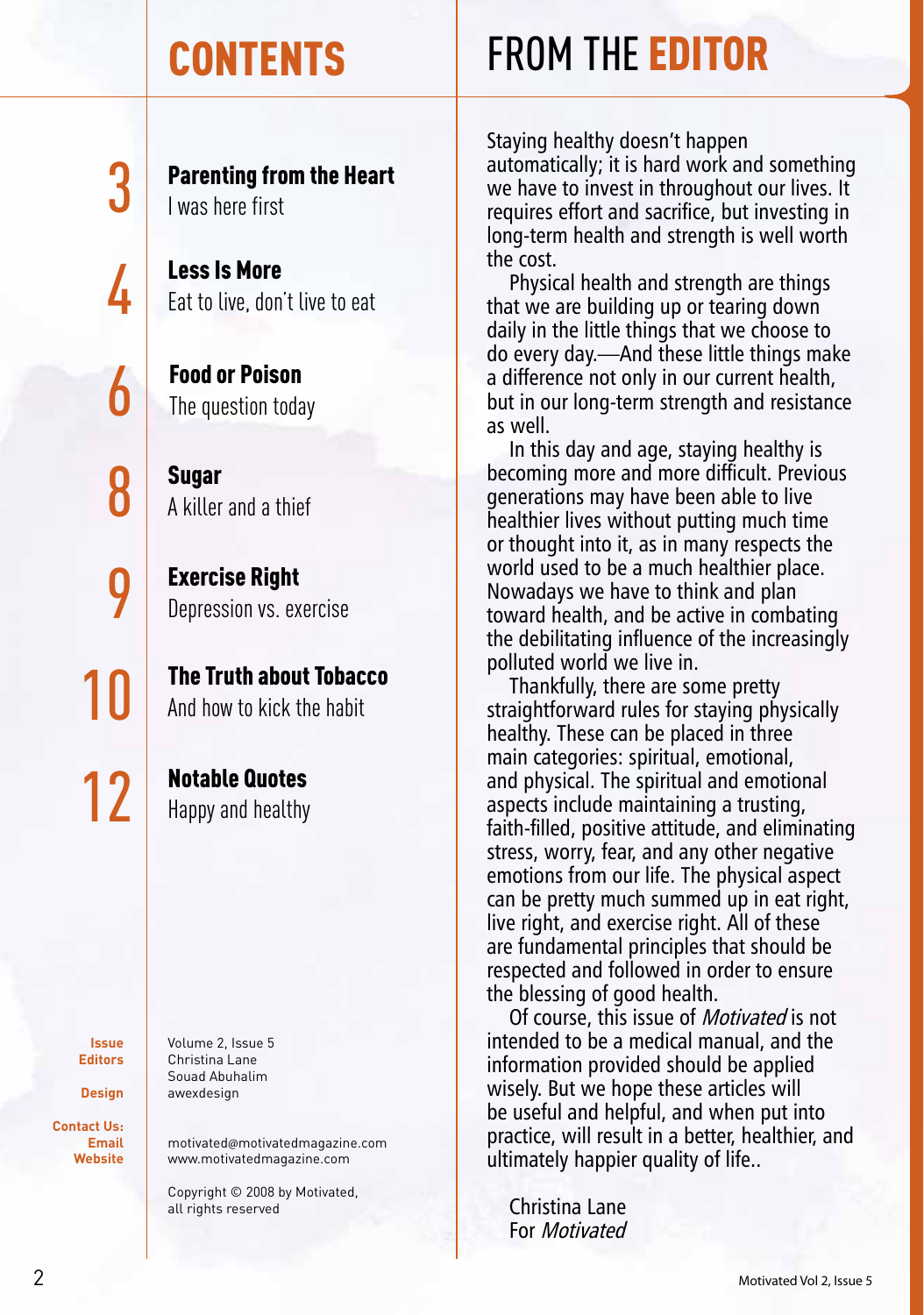# CONTENTS

**3** **Parenting from the Heart**
I was here first

**4** **Less Is More**
Eat to live, don't live to eat

**6** **Food or Poison**
The question today

**8** **Sugar**
A killer and a thief

**9** **Exercise Right**
Depression vs. exercise

**10** **The Truth about Tobacco**
And how to kick the habit

**12** **Notable Quotes**
Happy and healthy

**Issue** Volume 2, Issue 5
**Editors** Christina Lane
Souad Abuhalim
**Design** awexdesign

**Contact Us:**
**Email** motivated@motivatedmagazine.com
**Website** www.motivatedmagazine.com

Copyright © 2008 by Motivated, all rights reserved

# FROM THE EDITOR

Staying healthy doesn't happen automatically; it is hard work and something we have to invest in throughout our lives. It requires effort and sacrifice, but investing in long-term health and strength is well worth the cost.

Physical health and strength are things that we are building up or tearing down daily in the little things that we choose to do every day.—And these little things make a difference not only in our current health, but in our long-term strength and resistance as well.

In this day and age, staying healthy is becoming more and more difficult. Previous generations may have been able to live healthier lives without putting much time or thought into it, as in many respects the world used to be a much healthier place. Nowadays we have to think and plan toward health, and be active in combating the debilitating influence of the increasingly polluted world we live in.

Thankfully, there are some pretty straightforward rules for staying physically healthy. These can be placed in three main categories: spiritual, emotional, and physical. The spiritual and emotional aspects include maintaining a trusting, faith-filled, positive attitude, and eliminating stress, worry, fear, and any other negative emotions from our life. The physical aspect can be pretty much summed up in eat right, live right, and exercise right. All of these are fundamental principles that should be respected and followed in order to ensure the blessing of good health.

Of course, this issue of *Motivated* is not intended to be a medical manual, and the information provided should be applied wisely. But we hope these articles will be useful and helpful, and when put into practice, will result in a better, healthier, and ultimately happier quality of life..

Christina Lane
For *Motivated*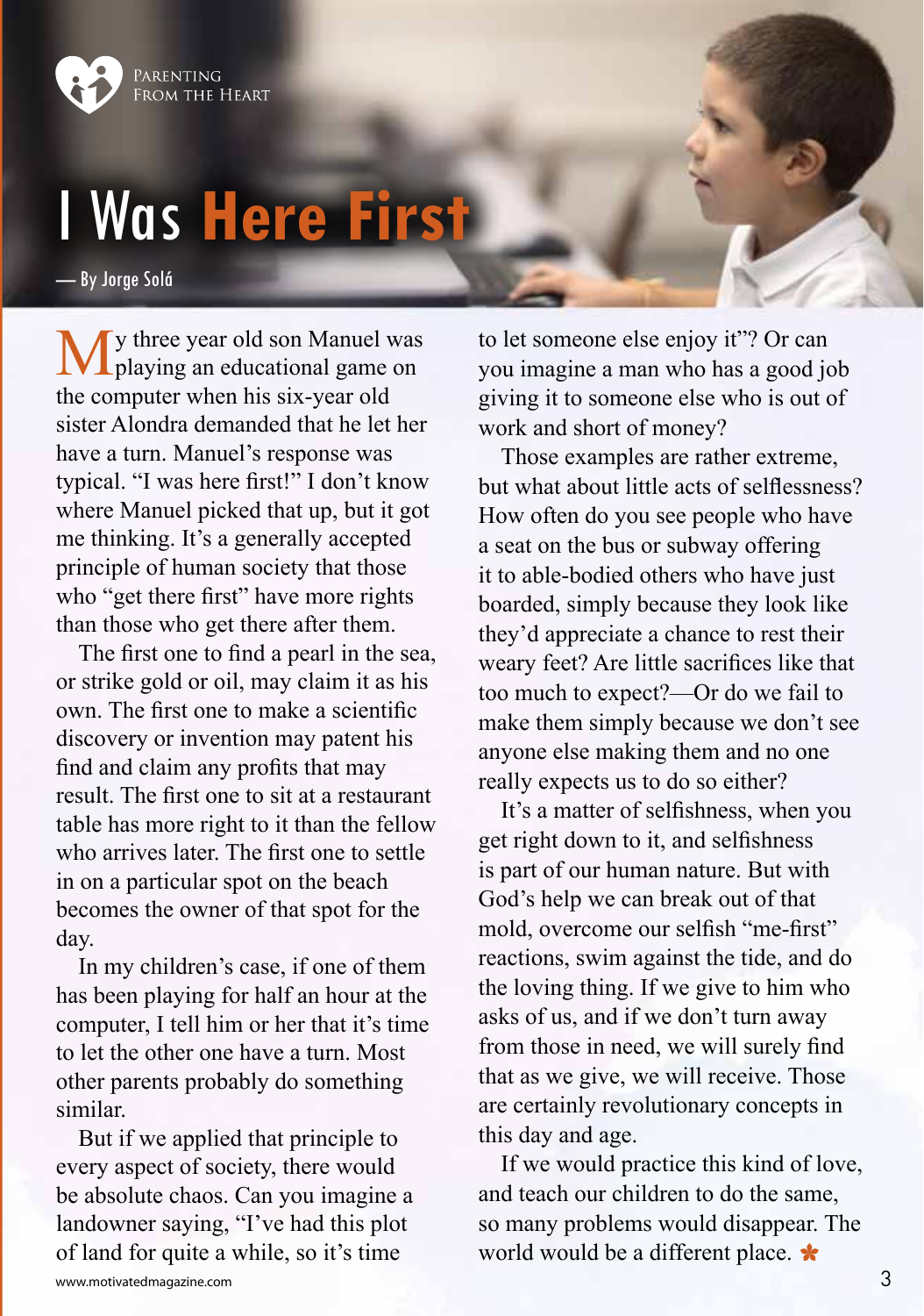Parenting From the Heart

# I Was Here First

— By Jorge Solá

My three year old son Manuel was playing an educational game on the computer when his six-year old sister Alondra demanded that he let her have a turn. Manuel's response was typical. "I was here first!" I don't know where Manuel picked that up, but it got me thinking. It's a generally accepted principle of human society that those who "get there first" have more rights than those who get there after them.

The first one to find a pearl in the sea, or strike gold or oil, may claim it as his own. The first one to make a scientific discovery or invention may patent his find and claim any profits that may result. The first one to sit at a restaurant table has more right to it than the fellow who arrives later. The first one to settle in on a particular spot on the beach becomes the owner of that spot for the day.

In my children's case, if one of them has been playing for half an hour at the computer, I tell him or her that it's time to let the other one have a turn. Most other parents probably do something similar.

But if we applied that principle to every aspect of society, there would be absolute chaos. Can you imagine a landowner saying, "I've had this plot of land for quite a while, so it's time to let someone else enjoy it"? Or can you imagine a man who has a good job giving it to someone else who is out of work and short of money?

Those examples are rather extreme, but what about little acts of selflessness? How often do you see people who have a seat on the bus or subway offering it to able-bodied others who have just boarded, simply because they look like they'd appreciate a chance to rest their weary feet? Are little sacrifices like that too much to expect?—Or do we fail to make them simply because we don't see anyone else making them and no one really expects us to do so either?

It's a matter of selfishness, when you get right down to it, and selfishness is part of our human nature. But with God's help we can break out of that mold, overcome our selfish "me-first" reactions, swim against the tide, and do the loving thing. If we give to him who asks of us, and if we don't turn away from those in need, we will surely find that as we give, we will receive. Those are certainly revolutionary concepts in this day and age.

If we would practice this kind of love, and teach our children to do the same, so many problems would disappear. The world would be a different place.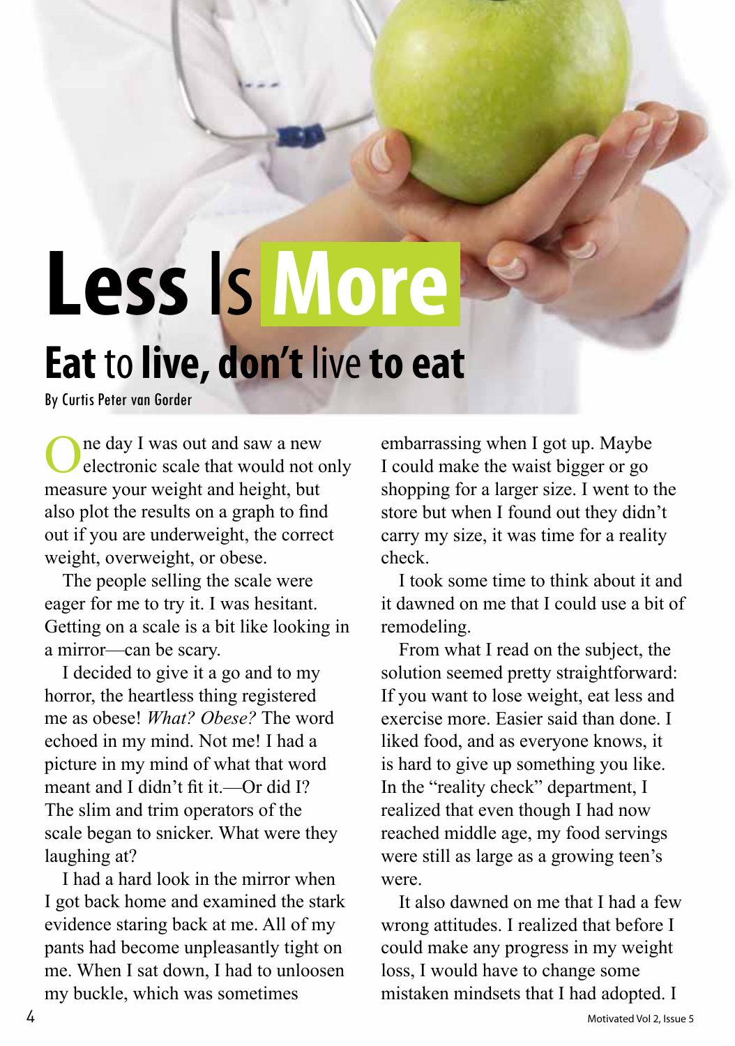# Less Is More

## Eat to live, don't live to eat

By Curtis Peter van Gorder

One day I was out and saw a new electronic scale that would not only measure your weight and height, but also plot the results on a graph to find out if you are underweight, the correct weight, overweight, or obese.

The people selling the scale were eager for me to try it. I was hesitant. Getting on a scale is a bit like looking in a mirror—can be scary.

I decided to give it a go and to my horror, the heartless thing registered me as obese! *What? Obese?* The word echoed in my mind. Not me! I had a picture in my mind of what that word meant and I didn't fit it.—Or did I? The slim and trim operators of the scale began to snicker. What were they laughing at?

I had a hard look in the mirror when I got back home and examined the stark evidence staring back at me. All of my pants had become unpleasantly tight on me. When I sat down, I had to unloosen my buckle, which was sometimes embarrassing when I got up. Maybe I could make the waist bigger or go shopping for a larger size. I went to the store but when I found out they didn't carry my size, it was time for a reality check.

I took some time to think about it and it dawned on me that I could use a bit of remodeling.

From what I read on the subject, the solution seemed pretty straightforward: If you want to lose weight, eat less and exercise more. Easier said than done. I liked food, and as everyone knows, it is hard to give up something you like. In the "reality check" department, I realized that even though I had now reached middle age, my food servings were still as large as a growing teen's were.

It also dawned on me that I had a few wrong attitudes. I realized that before I could make any progress in my weight loss, I would have to change some mistaken mindsets that I had adopted. I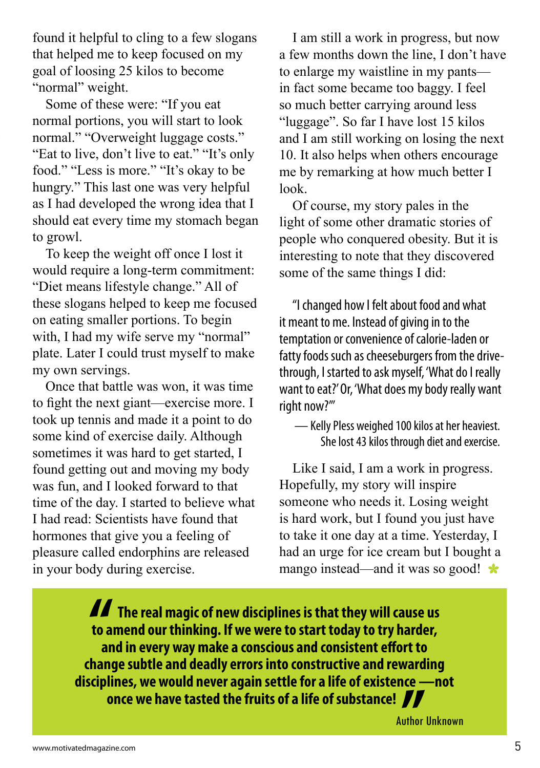found it helpful to cling to a few slogans that helped me to keep focused on my goal of loosing 25 kilos to become "normal" weight.

Some of these were: "If you eat normal portions, you will start to look normal." "Overweight luggage costs." "Eat to live, don't live to eat." "It's only food." "Less is more." "It's okay to be hungry." This last one was very helpful as I had developed the wrong idea that I should eat every time my stomach began to growl.

To keep the weight off once I lost it would require a long-term commitment: "Diet means lifestyle change." All of these slogans helped to keep me focused on eating smaller portions. To begin with, I had my wife serve my "normal" plate. Later I could trust myself to make my own servings.

Once that battle was won, it was time to fight the next giant—exercise more. I took up tennis and made it a point to do some kind of exercise daily. Although sometimes it was hard to get started, I found getting out and moving my body was fun, and I looked forward to that time of the day. I started to believe what I had read: Scientists have found that hormones that give you a feeling of pleasure called endorphins are released in your body during exercise.

I am still a work in progress, but now a few months down the line, I don't have to enlarge my waistline in my pants—in fact some became too baggy. I feel so much better carrying around less "luggage". So far I have lost 15 kilos and I am still working on losing the next 10. It also helps when others encourage me by remarking at how much better I look.

Of course, my story pales in the light of some other dramatic stories of people who conquered obesity. But it is interesting to note that they discovered some of the same things I did:

> "I changed how I felt about food and what it meant to me. Instead of giving in to the temptation or convenience of calorie-laden or fatty foods such as cheeseburgers from the drive-through, I started to ask myself, 'What do I really want to eat?' Or, 'What does my body really want right now?'"
>
> — Kelly Pless weighed 100 kilos at her heaviest. She lost 43 kilos through diet and exercise.

Like I said, I am a work in progress. Hopefully, my story will inspire someone who needs it. Losing weight is hard work, but I found you just have to take it one day at a time. Yesterday, I had an urge for ice cream but I bought a mango instead—and it was so good!

> **"The real magic of new disciplines is that they will cause us to amend our thinking. If we were to start today to try harder, and in every way make a conscious and consistent effort to change subtle and deadly errors into constructive and rewarding disciplines, we would never again settle for a life of existence —not once we have tasted the fruits of a life of substance!"**
>
> Author Unknown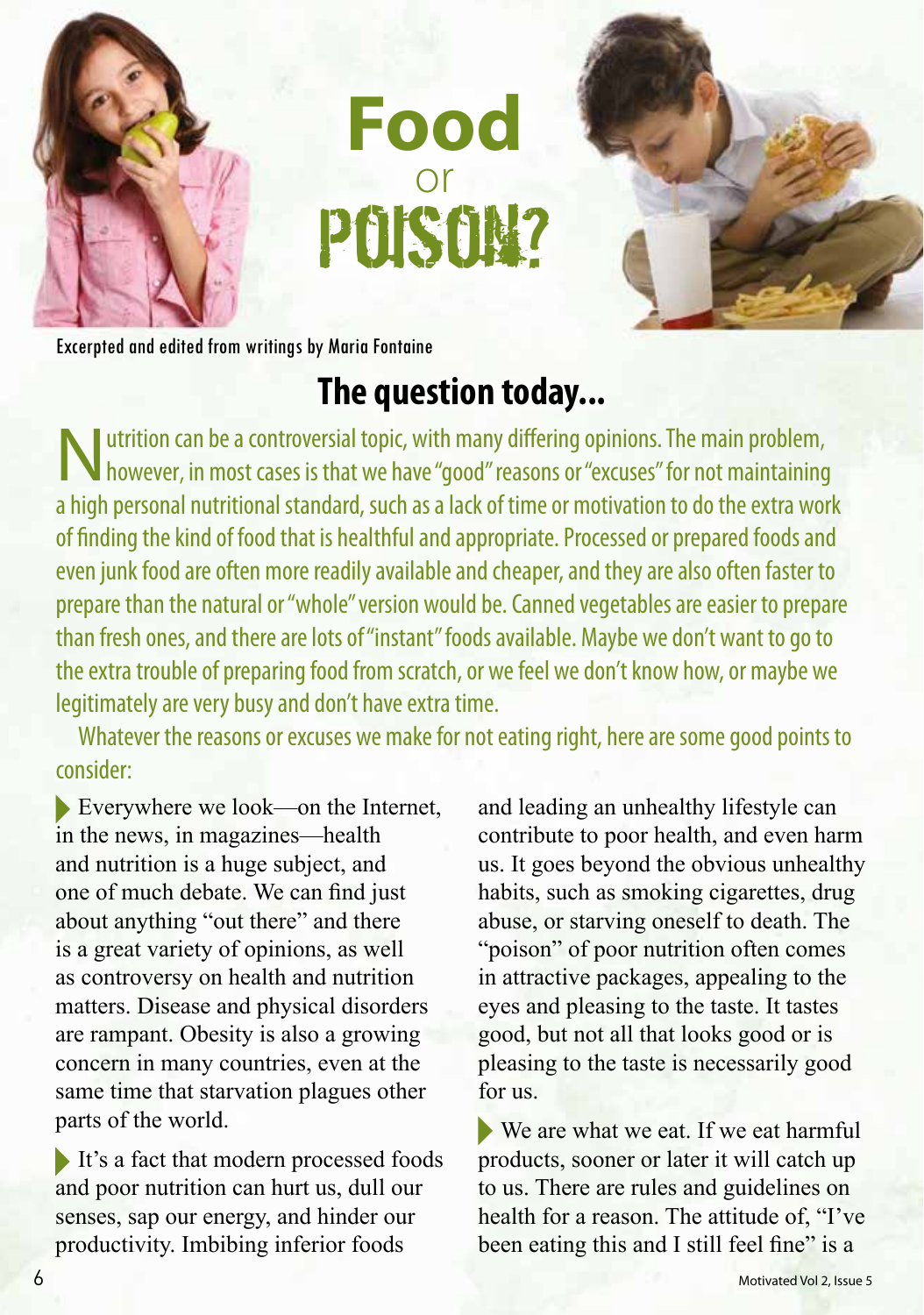# Food or POISON?

Excerpted and edited from writings by Maria Fontaine

## The question today...

Nutrition can be a controversial topic, with many differing opinions. The main problem, however, in most cases is that we have "good" reasons or "excuses" for not maintaining a high personal nutritional standard, such as a lack of time or motivation to do the extra work of finding the kind of food that is healthful and appropriate. Processed or prepared foods and even junk food are often more readily available and cheaper, and they are also often faster to prepare than the natural or "whole" version would be. Canned vegetables are easier to prepare than fresh ones, and there are lots of "instant" foods available. Maybe we don't want to go to the extra trouble of preparing food from scratch, or we feel we don't know how, or maybe we legitimately are very busy and don't have extra time.

Whatever the reasons or excuses we make for not eating right, here are some good points to consider:

- Everywhere we look—on the Internet, in the news, in magazines—health and nutrition is a huge subject, and one of much debate. We can find just about anything "out there" and there is a great variety of opinions, as well as controversy on health and nutrition matters. Disease and physical disorders are rampant. Obesity is also a growing concern in many countries, even at the same time that starvation plagues other parts of the world.

- It's a fact that modern processed foods and poor nutrition can hurt us, dull our senses, sap our energy, and hinder our productivity. Imbibing inferior foods and leading an unhealthy lifestyle can contribute to poor health, and even harm us. It goes beyond the obvious unhealthy habits, such as smoking cigarettes, drug abuse, or starving oneself to death. The "poison" of poor nutrition often comes in attractive packages, appealing to the eyes and pleasing to the taste. It tastes good, but not all that looks good or is pleasing to the taste is necessarily good for us.

- We are what we eat. If we eat harmful products, sooner or later it will catch up to us. There are rules and guidelines on health for a reason. The attitude of, "I've been eating this and I still feel fine" is a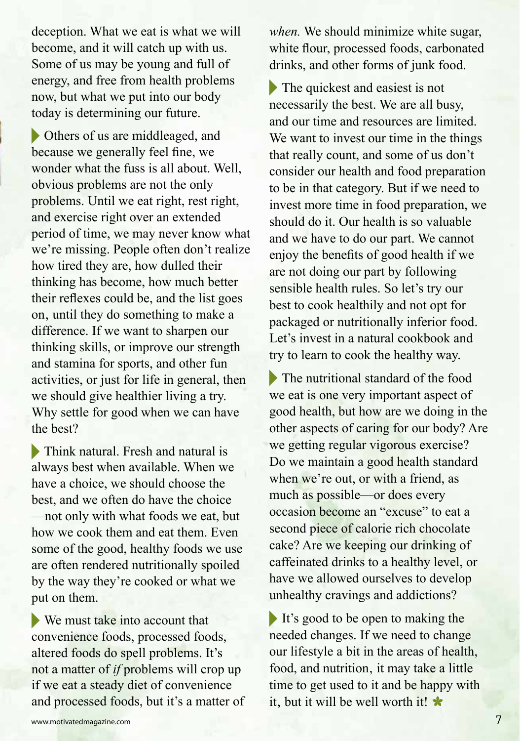deception. What we eat is what we will become, and it will catch up with us. Some of us may be young and full of energy, and free from health problems now, but what we put into our body today is determining our future.

Others of us are middleaged, and because we generally feel fine, we wonder what the fuss is all about. Well, obvious problems are not the only problems. Until we eat right, rest right, and exercise right over an extended period of time, we may never know what we're missing. People often don't realize how tired they are, how dulled their thinking has become, how much better their reflexes could be, and the list goes on, until they do something to make a difference. If we want to sharpen our thinking skills, or improve our strength and stamina for sports, and other fun activities, or just for life in general, then we should give healthier living a try. Why settle for good when we can have the best?

Think natural. Fresh and natural is always best when available. When we have a choice, we should choose the best, and we often do have the choice —not only with what foods we eat, but how we cook them and eat them. Even some of the good, healthy foods we use are often rendered nutritionally spoiled by the way they're cooked or what we put on them.

We must take into account that convenience foods, processed foods, altered foods do spell problems. It's not a matter of *if* problems will crop up if we eat a steady diet of convenience and processed foods, but it's a matter of *when.* We should minimize white sugar, white flour, processed foods, carbonated drinks, and other forms of junk food.

The quickest and easiest is not necessarily the best. We are all busy, and our time and resources are limited. We want to invest our time in the things that really count, and some of us don't consider our health and food preparation to be in that category. But if we need to invest more time in food preparation, we should do it. Our health is so valuable and we have to do our part. We cannot enjoy the benefits of good health if we are not doing our part by following sensible health rules. So let's try our best to cook healthily and not opt for packaged or nutritionally inferior food. Let's invest in a natural cookbook and try to learn to cook the healthy way.

The nutritional standard of the food we eat is one very important aspect of good health, but how are we doing in the other aspects of caring for our body? Are we getting regular vigorous exercise? Do we maintain a good health standard when we're out, or with a friend, as much as possible—or does every occasion become an "excuse" to eat a second piece of calorie rich chocolate cake? Are we keeping our drinking of caffeinated drinks to a healthy level, or have we allowed ourselves to develop unhealthy cravings and addictions?

It's good to be open to making the needed changes. If we need to change our lifestyle a bit in the areas of health, food, and nutrition, it may take a little time to get used to it and be happy with it, but it will be well worth it!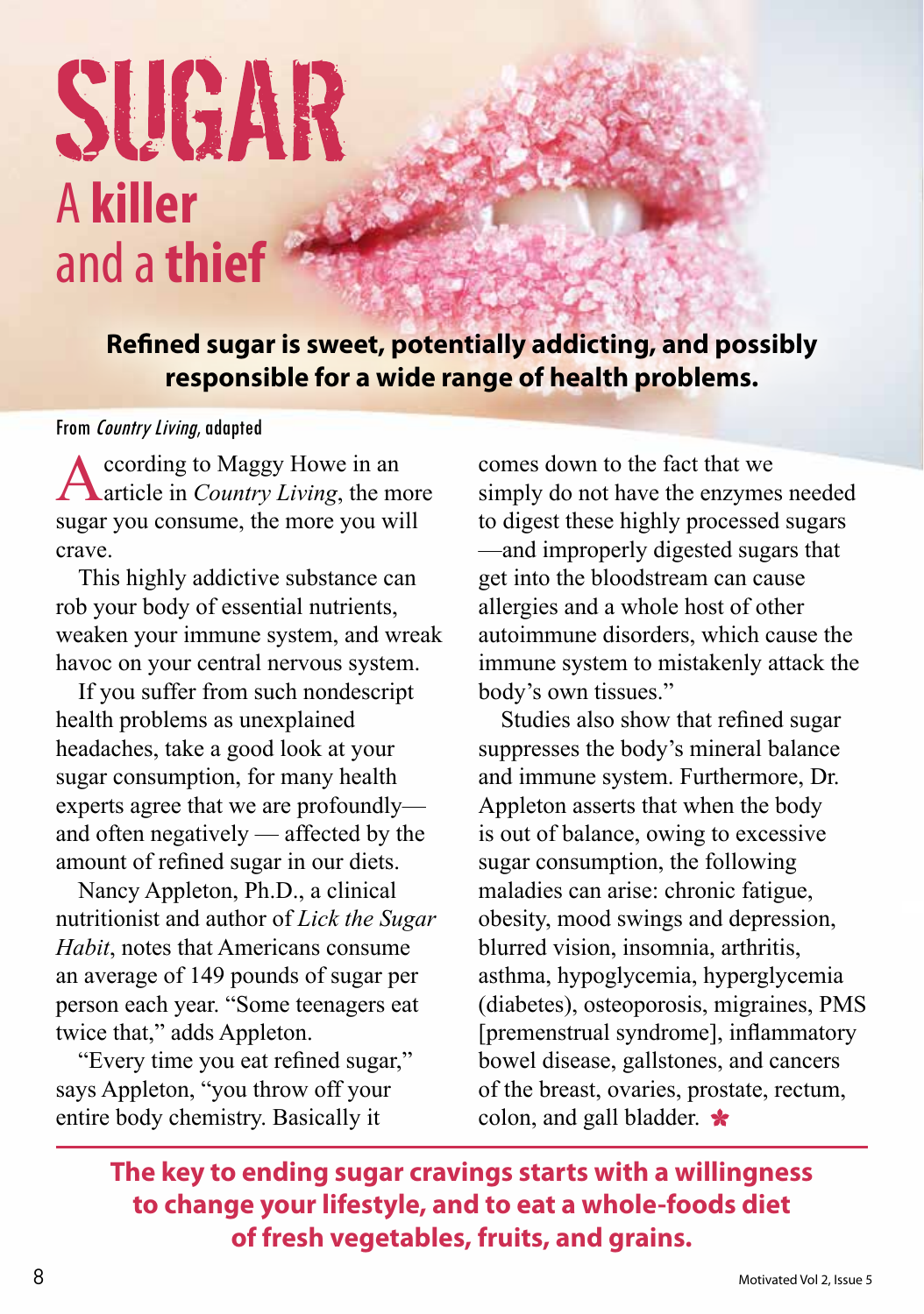# SUGAR

## A **killer** and a **thief**

**Refined sugar is sweet, potentially addicting, and possibly responsible for a wide range of health problems.**

From *Country Living*, adapted

According to Maggy Howe in an article in *Country Living*, the more sugar you consume, the more you will crave.

This highly addictive substance can rob your body of essential nutrients, weaken your immune system, and wreak havoc on your central nervous system.

If you suffer from such nondescript health problems as unexplained headaches, take a good look at your sugar consumption, for many health experts agree that we are profoundly—and often negatively — affected by the amount of refined sugar in our diets.

Nancy Appleton, Ph.D., a clinical nutritionist and author of *Lick the Sugar Habit*, notes that Americans consume an average of 149 pounds of sugar per person each year. "Some teenagers eat twice that," adds Appleton.

"Every time you eat refined sugar," says Appleton, "you throw off your entire body chemistry. Basically it comes down to the fact that we simply do not have the enzymes needed to digest these highly processed sugars —and improperly digested sugars that get into the bloodstream can cause allergies and a whole host of other autoimmune disorders, which cause the immune system to mistakenly attack the body's own tissues."

Studies also show that refined sugar suppresses the body's mineral balance and immune system. Furthermore, Dr. Appleton asserts that when the body is out of balance, owing to excessive sugar consumption, the following maladies can arise: chronic fatigue, obesity, mood swings and depression, blurred vision, insomnia, arthritis, asthma, hypoglycemia, hyperglycemia (diabetes), osteoporosis, migraines, PMS [premenstrual syndrome], inflammatory bowel disease, gallstones, and cancers of the breast, ovaries, prostate, rectum, colon, and gall bladder. ✱

---

**The key to ending sugar cravings starts with a willingness to change your lifestyle, and to eat a whole-foods diet of fresh vegetables, fruits, and grains.**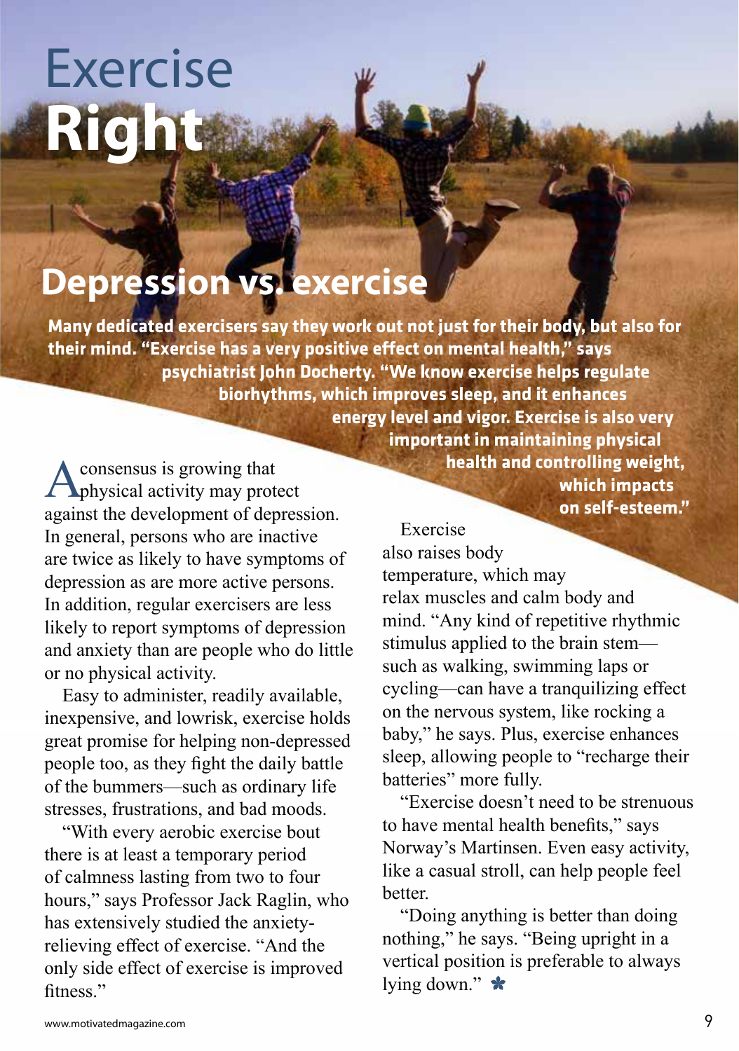# Exercise **Right**

## Depression vs. exercise

**Many dedicated exercisers say they work out not just for their body, but also for their mind. "Exercise has a very positive effect on mental health," says psychiatrist John Docherty. "We know exercise helps regulate biorhythms, which improves sleep, and it enhances energy level and vigor. Exercise is also very important in maintaining physical health and controlling weight, which impacts on self-esteem."**

A consensus is growing that physical activity may protect against the development of depression. In general, persons who are inactive are twice as likely to have symptoms of depression as are more active persons. In addition, regular exercisers are less likely to report symptoms of depression and anxiety than are people who do little or no physical activity.

Easy to administer, readily available, inexpensive, and lowrisk, exercise holds great promise for helping non-depressed people too, as they fight the daily battle of the bummers—such as ordinary life stresses, frustrations, and bad moods.

"With every aerobic exercise bout there is at least a temporary period of calmness lasting from two to four hours," says Professor Jack Raglin, who has extensively studied the anxiety-relieving effect of exercise. "And the only side effect of exercise is improved fitness."

Exercise also raises body temperature, which may relax muscles and calm body and mind. "Any kind of repetitive rhythmic stimulus applied to the brain stem—such as walking, swimming laps or cycling—can have a tranquilizing effect on the nervous system, like rocking a baby," he says. Plus, exercise enhances sleep, allowing people to "recharge their batteries" more fully.

"Exercise doesn't need to be strenuous to have mental health benefits," says Norway's Martinsen. Even easy activity, like a casual stroll, can help people feel better.

"Doing anything is better than doing nothing," he says. "Being upright in a vertical position is preferable to always lying down." ✱

www.motivatedmagazine.com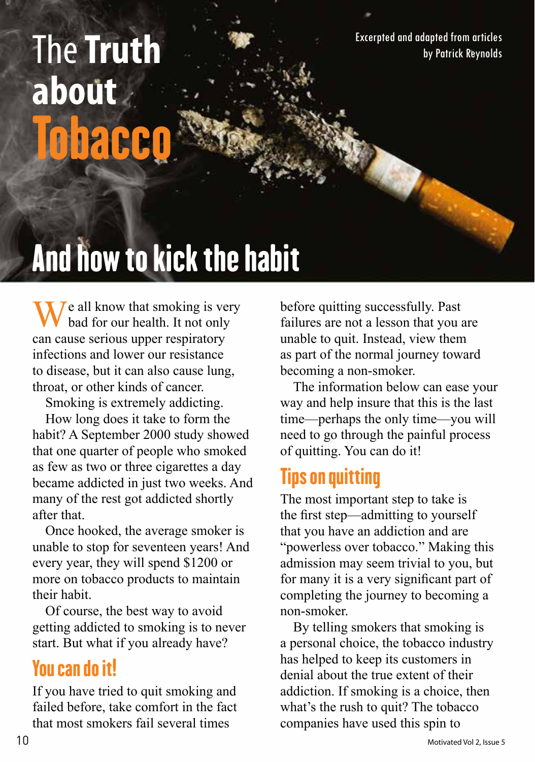# The Truth about Tobacco

Excerpted and adapted from articles by Patrick Reynolds

## And how to kick the habit

We all know that smoking is very bad for our health. It not only can cause serious upper respiratory infections and lower our resistance to disease, but it can also cause lung, throat, or other kinds of cancer.

Smoking is extremely addicting.

How long does it take to form the habit? A September 2000 study showed that one quarter of people who smoked as few as two or three cigarettes a day became addicted in just two weeks. And many of the rest got addicted shortly after that.

Once hooked, the average smoker is unable to stop for seventeen years! And every year, they will spend $1200 or more on tobacco products to maintain their habit.

Of course, the best way to avoid getting addicted to smoking is to never start. But what if you already have?

### You can do it!

If you have tried to quit smoking and failed before, take comfort in the fact that most smokers fail several times before quitting successfully. Past failures are not a lesson that you are unable to quit. Instead, view them as part of the normal journey toward becoming a non-smoker.

The information below can ease your way and help insure that this is the last time—perhaps the only time—you will need to go through the painful process of quitting. You can do it!

### Tips on quitting

The most important step to take is the first step—admitting to yourself that you have an addiction and are "powerless over tobacco." Making this admission may seem trivial to you, but for many it is a very significant part of completing the journey to becoming a non-smoker.

By telling smokers that smoking is a personal choice, the tobacco industry has helped to keep its customers in denial about the true extent of their addiction. If smoking is a choice, then what's the rush to quit? The tobacco companies have used this spin to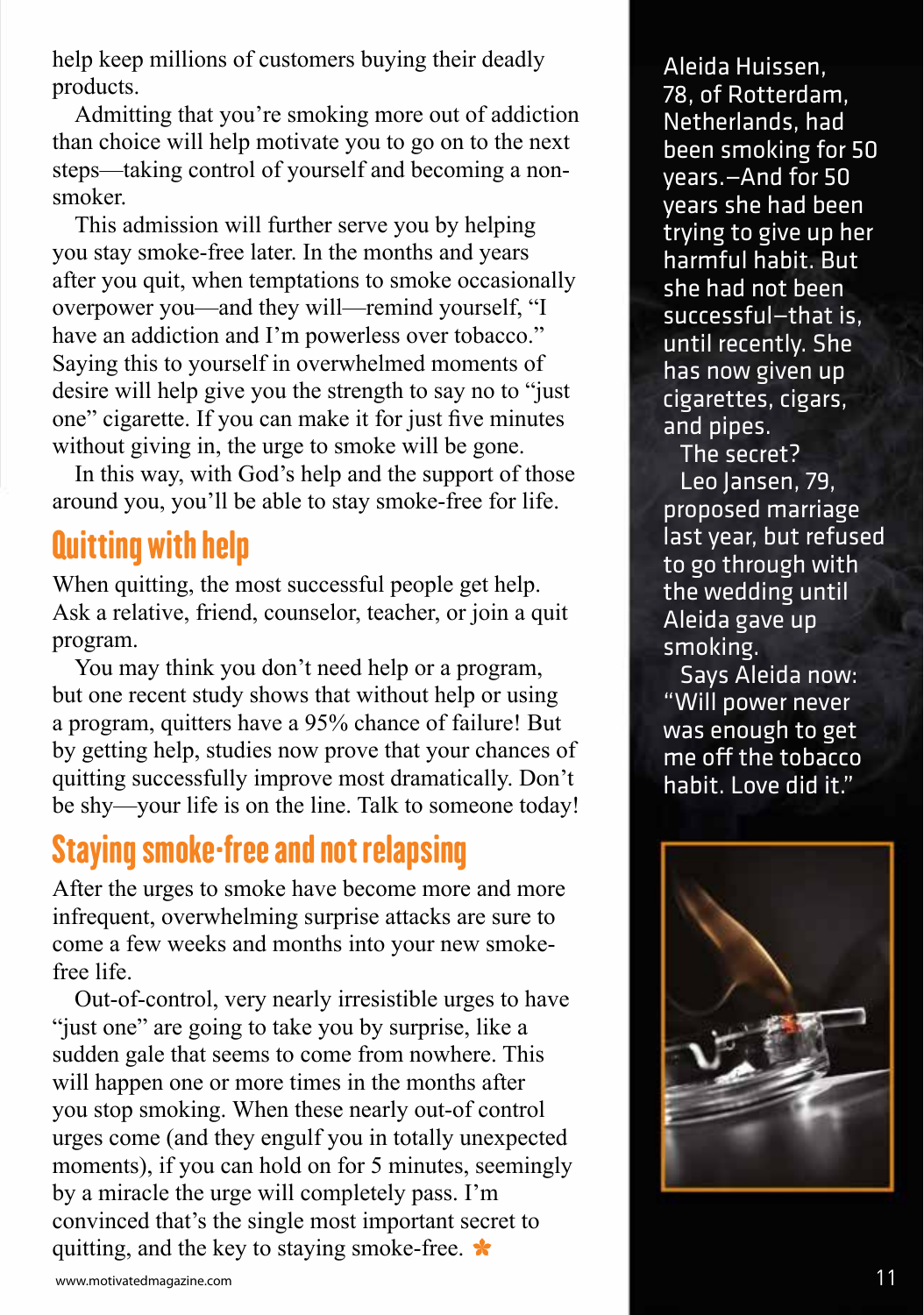help keep millions of customers buying their deadly products.

Admitting that you're smoking more out of addiction than choice will help motivate you to go on to the next steps—taking control of yourself and becoming a non-smoker.

This admission will further serve you by helping you stay smoke-free later. In the months and years after you quit, when temptations to smoke occasionally overpower you—and they will—remind yourself, "I have an addiction and I'm powerless over tobacco." Saying this to yourself in overwhelmed moments of desire will help give you the strength to say no to "just one" cigarette. If you can make it for just five minutes without giving in, the urge to smoke will be gone.

In this way, with God's help and the support of those around you, you'll be able to stay smoke-free for life.

## Quitting with help

When quitting, the most successful people get help. Ask a relative, friend, counselor, teacher, or join a quit program.

You may think you don't need help or a program, but one recent study shows that without help or using a program, quitters have a 95% chance of failure! But by getting help, studies now prove that your chances of quitting successfully improve most dramatically. Don't be shy—your life is on the line. Talk to someone today!

## Staying smoke-free and not relapsing

After the urges to smoke have become more and more infrequent, overwhelming surprise attacks are sure to come a few weeks and months into your new smoke-free life.

Out-of-control, very nearly irresistible urges to have "just one" are going to take you by surprise, like a sudden gale that seems to come from nowhere. This will happen one or more times in the months after you stop smoking. When these nearly out-of control urges come (and they engulf you in totally unexpected moments), if you can hold on for 5 minutes, seemingly by a miracle the urge will completely pass. I'm convinced that's the single most important secret to quitting, and the key to staying smoke-free. ✽

Aleida Huissen, 78, of Rotterdam, Netherlands, had been smoking for 50 years.—And for 50 years she had been trying to give up her harmful habit. But she had not been successful—that is, until recently. She has now given up cigarettes, cigars, and pipes.

The secret?

Leo Jansen, 79, proposed marriage last year, but refused to go through with the wedding until Aleida gave up smoking.

Says Aleida now: "Will power never was enough to get me off the tobacco habit. Love did it."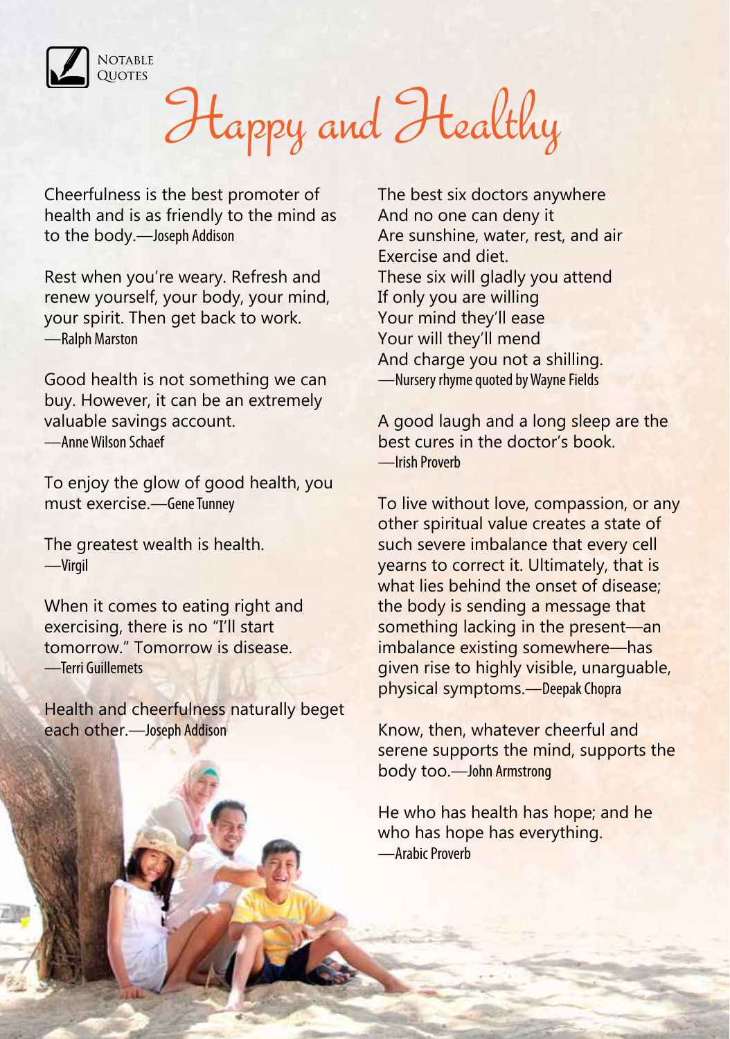Notable Quotes

# Happy and Healthy

Cheerfulness is the best promoter of health and is as friendly to the mind as to the body.—Joseph Addison

Rest when you're weary. Refresh and renew yourself, your body, your mind, your spirit. Then get back to work.
—Ralph Marston

Good health is not something we can buy. However, it can be an extremely valuable savings account.
—Anne Wilson Schaef

To enjoy the glow of good health, you must exercise.—Gene Tunney

The greatest wealth is health.
—Virgil

When it comes to eating right and exercising, there is no "I'll start tomorrow." Tomorrow is disease.
—Terri Guillemets

Health and cheerfulness naturally beget each other.—Joseph Addison

The best six doctors anywhere
And no one can deny it
Are sunshine, water, rest, and air
Exercise and diet.
These six will gladly you attend
If only you are willing
Your mind they'll ease
Your will they'll mend
And charge you not a shilling.
—Nursery rhyme quoted by Wayne Fields

A good laugh and a long sleep are the best cures in the doctor's book.
—Irish Proverb

To live without love, compassion, or any other spiritual value creates a state of such severe imbalance that every cell yearns to correct it. Ultimately, that is what lies behind the onset of disease; the body is sending a message that something lacking in the present—an imbalance existing somewhere—has given rise to highly visible, unarguable, physical symptoms.—Deepak Chopra

Know, then, whatever cheerful and serene supports the mind, supports the body too.—John Armstrong

He who has health has hope; and he who has hope has everything.
—Arabic Proverb